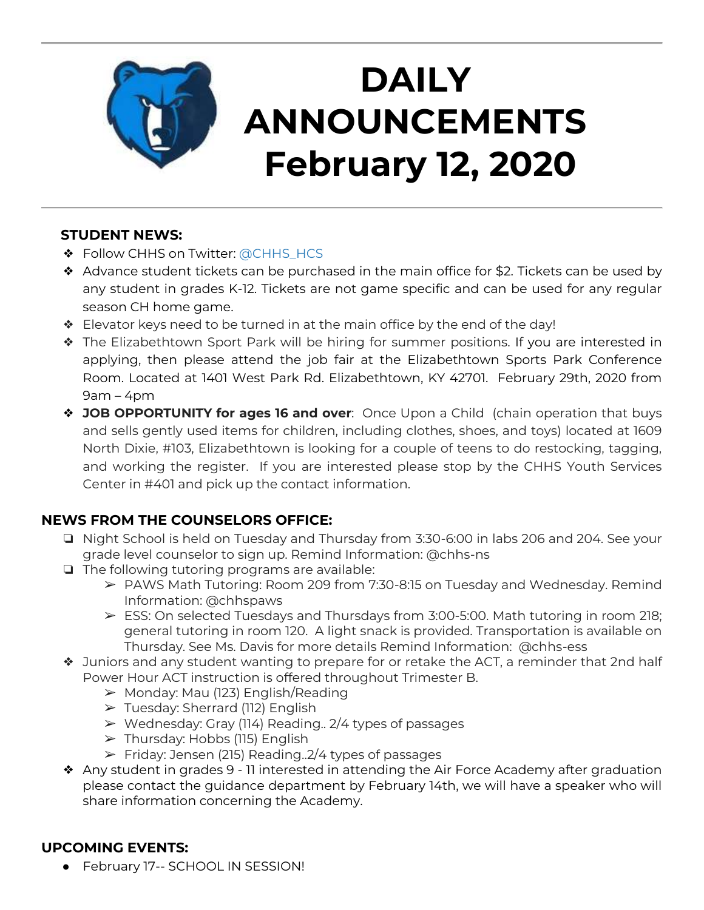# DAILY ANNOUNCEMENTS February 12, 2020

## STUDENT NEWS:

- Follow CHHS on Twitter: @CHHS_HCS
- Advance student tickets can be purchased in the main office for $2. Tickets can be used by any student in grades K-12. Tickets are not game specific and can be used for any regular season CH home game.
- Elevator keys need to be turned in at the main office by the end of the day!
- The Elizabethtown Sport Park will be hiring for summer positions. If you are interested in applying, then please attend the job fair at the Elizabethtown Sports Park Conference Room. Located at 1401 West Park Rd. Elizabethtown, KY 42701. February 29th, 2020 from 9am – 4pm
- **JOB OPPORTUNITY for ages 16 and over**: Once Upon a Child (chain operation that buys and sells gently used items for children, including clothes, shoes, and toys) located at 1609 North Dixie, #103, Elizabethtown is looking for a couple of teens to do restocking, tagging, and working the register. If you are interested please stop by the CHHS Youth Services Center in #401 and pick up the contact information.

## NEWS FROM THE COUNSELORS OFFICE:

- Night School is held on Tuesday and Thursday from 3:30-6:00 in labs 206 and 204. See your grade level counselor to sign up. Remind Information: @chhs-ns
- The following tutoring programs are available:
  - PAWS Math Tutoring: Room 209 from 7:30-8:15 on Tuesday and Wednesday. Remind Information: @chhspaws
  - ESS: On selected Tuesdays and Thursdays from 3:00-5:00. Math tutoring in room 218; general tutoring in room 120. A light snack is provided. Transportation is available on Thursday. See Ms. Davis for more details Remind Information: @chhs-ess
- Juniors and any student wanting to prepare for or retake the ACT, a reminder that 2nd half Power Hour ACT instruction is offered throughout Trimester B.
  - Monday: Mau (123) English/Reading
  - Tuesday: Sherrard (112) English
  - Wednesday: Gray (114) Reading.. 2/4 types of passages
  - Thursday: Hobbs (115) English
  - Friday: Jensen (215) Reading..2/4 types of passages
- Any student in grades 9 - 11 interested in attending the Air Force Academy after graduation please contact the guidance department by February 14th, we will have a speaker who will share information concerning the Academy.

## UPCOMING EVENTS:

- February 17-- SCHOOL IN SESSION!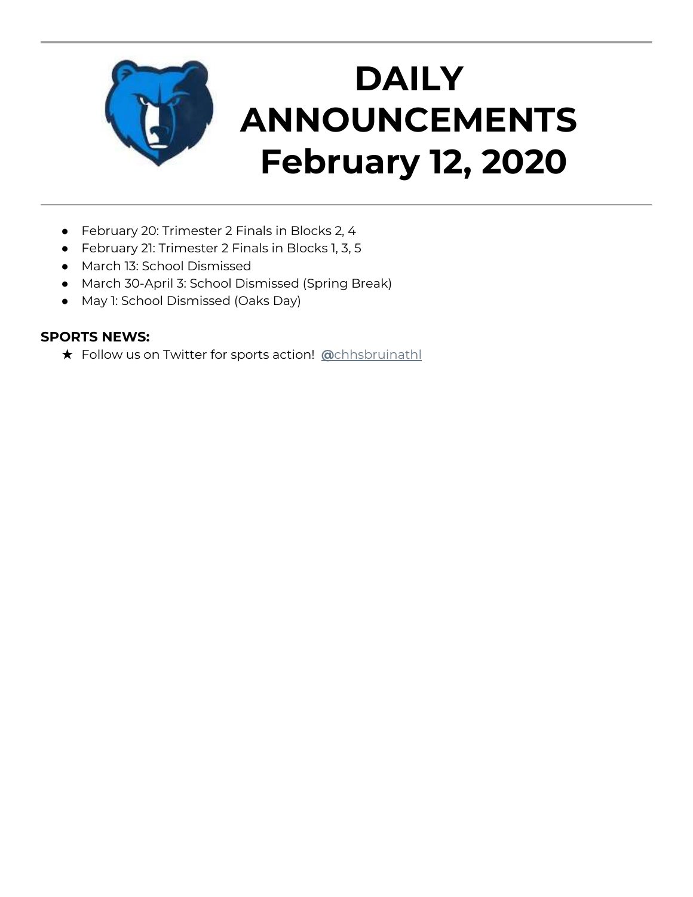# DAILY ANNOUNCEMENTS February 12, 2020

- February 20: Trimester 2 Finals in Blocks 2, 4
- February 21: Trimester 2 Finals in Blocks 1, 3, 5
- March 13: School Dismissed
- March 30-April 3: School Dismissed (Spring Break)
- May 1: School Dismissed (Oaks Day)

**SPORTS NEWS:**

★ Follow us on Twitter for sports action! @chhsbruinathl